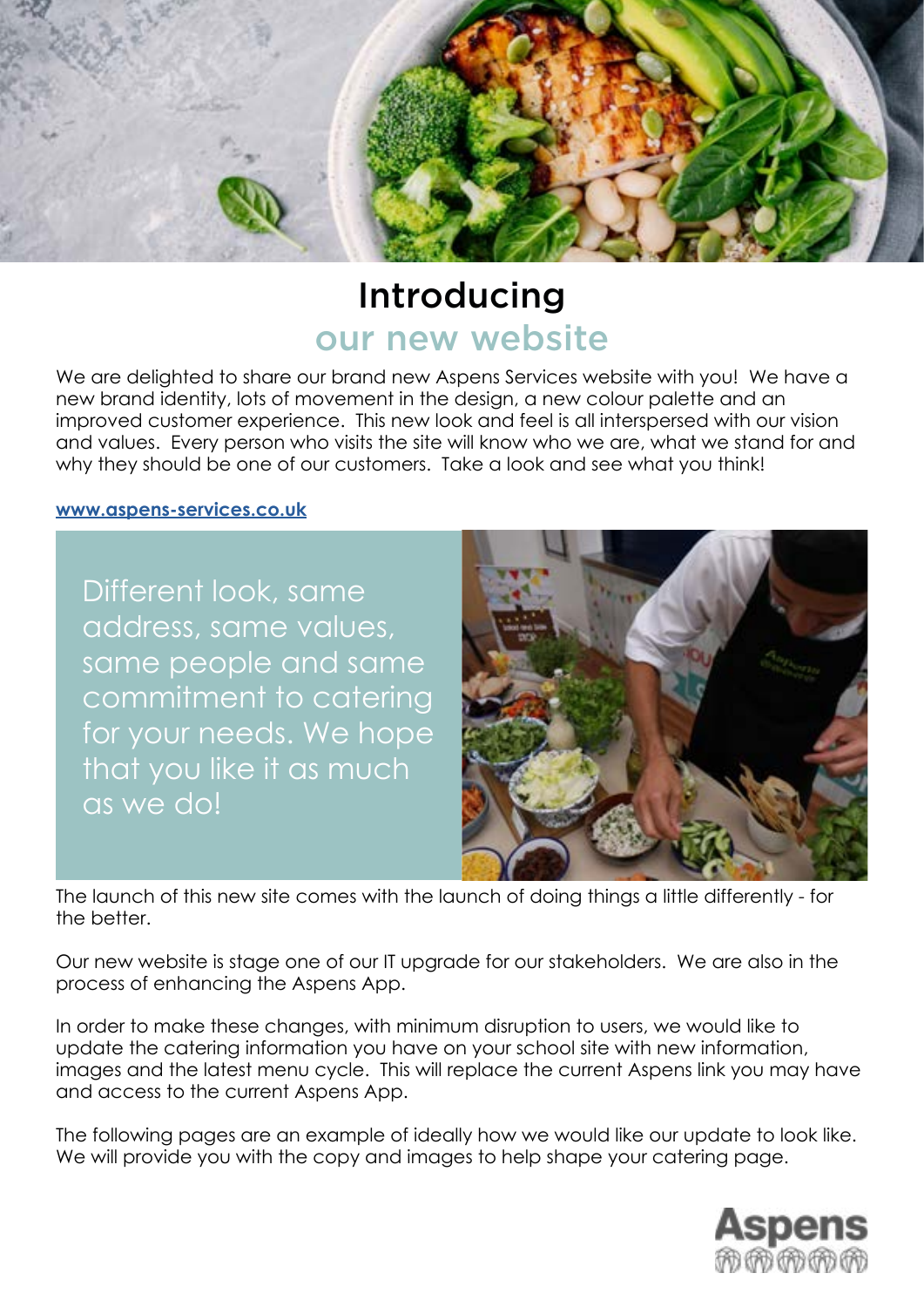# Introducing
## our new website

We are delighted to share our brand new Aspens Services website with you! We have a new brand identity, lots of movement in the design, a new colour palette and an improved customer experience. This new look and feel is all interspersed with our vision and values. Every person who visits the site will know who we are, what we stand for and why they should be one of our customers. Take a look and see what you think!

**[www.aspens-services.co.uk](http://www.aspens-services.co.uk)**

Different look, same address, same values, same people and same commitment to catering for your needs. We hope that you like it as much as we do!

The launch of this new site comes with the launch of doing things a little differently - for the better.

Our new website is stage one of our IT upgrade for our stakeholders. We are also in the process of enhancing the Aspens App.

In order to make these changes, with minimum disruption to users, we would like to update the catering information you have on your school site with new information, images and the latest menu cycle. This will replace the current Aspens link you may have and access to the current Aspens App.

The following pages are an example of ideally how we would like our update to look like. We will provide you with the copy and images to help shape your catering page.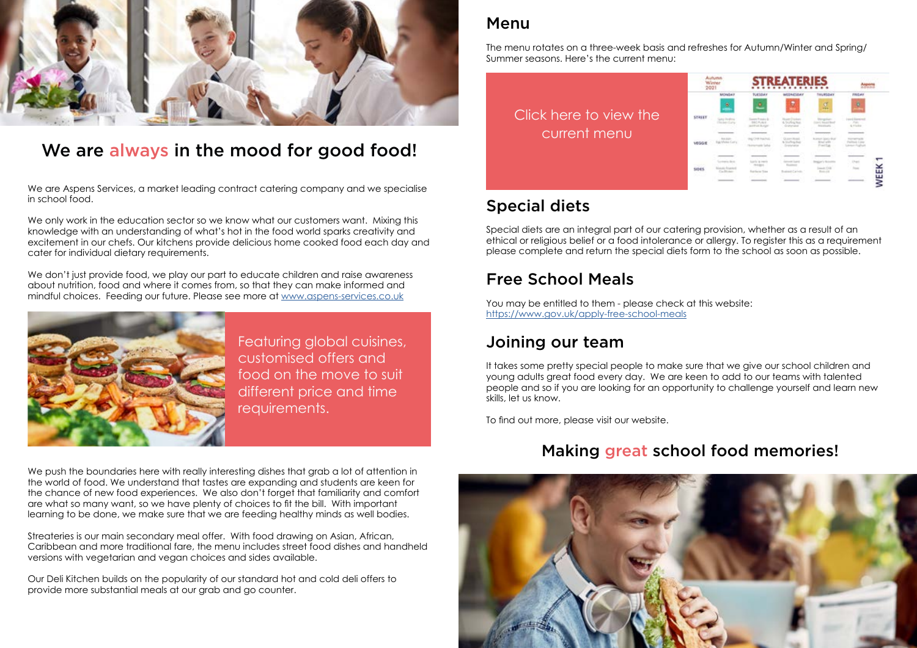## We are always in the mood for good food!

We are Aspens Services, a market leading contract catering company and we specialise in school food.

We only work in the education sector so we know what our customers want. Mixing this knowledge with an understanding of what's hot in the food world sparks creativity and excitement in our chefs. Our kitchens provide delicious home cooked food each day and cater for individual dietary requirements.

We don't just provide food, we play our part to educate children and raise awareness about nutrition, food and where it comes from, so that they can make informed and mindful choices. Feeding our future. Please see more at www.aspens-services.co.uk

Featuring global cuisines, customised offers and food on the move to suit different price and time requirements.

We push the boundaries here with really interesting dishes that grab a lot of attention in the world of food. We understand that tastes are expanding and students are keen for the chance of new food experiences. We also don't forget that familiarity and comfort are what so many want, so we have plenty of choices to fit the bill. With important learning to be done, we make sure that we are feeding healthy minds as well bodies.

Streateries is our main secondary meal offer. With food drawing on Asian, African, Caribbean and more traditional fare, the menu includes street food dishes and handheld versions with vegetarian and vegan choices and sides available.

Our Deli Kitchen builds on the popularity of our standard hot and cold deli offers to provide more substantial meals at our grab and go counter.

## Menu

The menu rotates on a three-week basis and refreshes for Autumn/Winter and Spring/Summer seasons. Here's the current menu:

Click here to view the current menu

## Special diets

Special diets are an integral part of our catering provision, whether as a result of an ethical or religious belief or a food intolerance or allergy. To register this as a requirement please complete and return the special diets form to the school as soon as possible.

## Free School Meals

You may be entitled to them - please check at this website:
https://www.gov.uk/apply-free-school-meals

## Joining our team

It takes some pretty special people to make sure that we give our school children and young adults great food every day. We are keen to add to our teams with talented people and so if you are looking for an opportunity to challenge yourself and learn new skills, let us know.

To find out more, please visit our website.

## Making great school food memories!